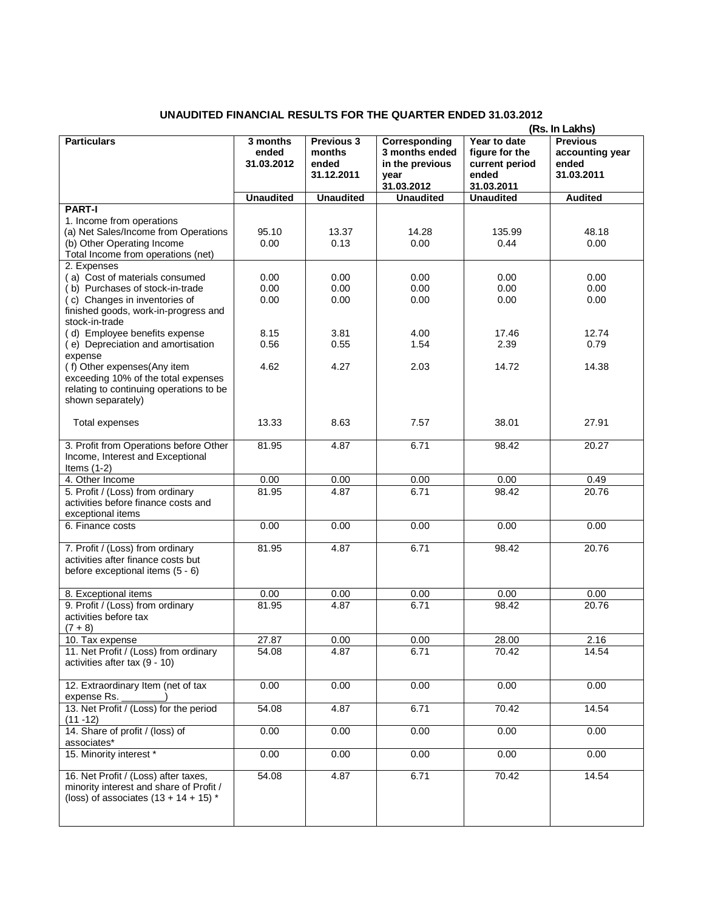## UNAUDITED FINANCIAL RESULTS FOR THE QUARTER ENDED 31.03.2012

**(Rs. In Lakhs)**

| Particulars | 3 months ended 31.03.2012 | Previous 3 months ended 31.12.2011 | Corresponding 3 months ended in the previous year 31.03.2012 | Year to date figure for the current period ended 31.03.2011 | Previous accounting year ended 31.03.2011 |
|---|---|---|---|---|---|
| | Unaudited | Unaudited | Unaudited | Unaudited | Audited |
| **PART-I** | | | | | |
| 1. Income from operations | | | | | |
| (a) Net Sales/Income from Operations | 95.10 | 13.37 | 14.28 | 135.99 | 48.18 |
| (b) Other Operating Income | 0.00 | 0.13 | 0.00 | 0.44 | 0.00 |
| Total Income from operations (net) | | | | | |
| 2. Expenses | | | | | |
| ( a) Cost of materials consumed | 0.00 | 0.00 | 0.00 | 0.00 | 0.00 |
| ( b) Purchases of stock-in-trade | 0.00 | 0.00 | 0.00 | 0.00 | 0.00 |
| ( c) Changes in inventories of finished goods, work-in-progress and stock-in-trade | 0.00 | 0.00 | 0.00 | 0.00 | 0.00 |
| ( d) Employee benefits expense | 8.15 | 3.81 | 4.00 | 17.46 | 12.74 |
| ( e) Depreciation and amortisation expense | 0.56 | 0.55 | 1.54 | 2.39 | 0.79 |
| ( f) Other expenses(Any item exceeding 10% of the total expenses relating to continuing operations to be shown separately) | 4.62 | 4.27 | 2.03 | 14.72 | 14.38 |
| Total expenses | 13.33 | 8.63 | 7.57 | 38.01 | 27.91 |
| 3. Profit from Operations before Other Income, Interest and Exceptional Items (1-2) | 81.95 | 4.87 | 6.71 | 98.42 | 20.27 |
| 4. Other Income | 0.00 | 0.00 | 0.00 | 0.00 | 0.49 |
| 5. Profit / (Loss) from ordinary activities before finance costs and exceptional items | 81.95 | 4.87 | 6.71 | 98.42 | 20.76 |
| 6. Finance costs | 0.00 | 0.00 | 0.00 | 0.00 | 0.00 |
| 7. Profit / (Loss) from ordinary activities after finance costs but before exceptional items (5 - 6) | 81.95 | 4.87 | 6.71 | 98.42 | 20.76 |
| 8. Exceptional items | 0.00 | 0.00 | 0.00 | 0.00 | 0.00 |
| 9. Profit / (Loss) from ordinary activities before tax (7 + 8) | 81.95 | 4.87 | 6.71 | 98.42 | 20.76 |
| 10. Tax expense | 27.87 | 0.00 | 0.00 | 28.00 | 2.16 |
| 11. Net Profit / (Loss) from ordinary activities after tax (9 - 10) | 54.08 | 4.87 | 6.71 | 70.42 | 14.54 |
| 12. Extraordinary Item (net of tax expense Rs. ________) | 0.00 | 0.00 | 0.00 | 0.00 | 0.00 |
| 13. Net Profit / (Loss) for the period (11 -12) | 54.08 | 4.87 | 6.71 | 70.42 | 14.54 |
| 14. Share of profit / (loss) of associates* | 0.00 | 0.00 | 0.00 | 0.00 | 0.00 |
| 15. Minority interest * | 0.00 | 0.00 | 0.00 | 0.00 | 0.00 |
| 16. Net Profit / (Loss) after taxes, minority interest and share of Profit / (loss) of associates (13 + 14 + 15) * | 54.08 | 4.87 | 6.71 | 70.42 | 14.54 |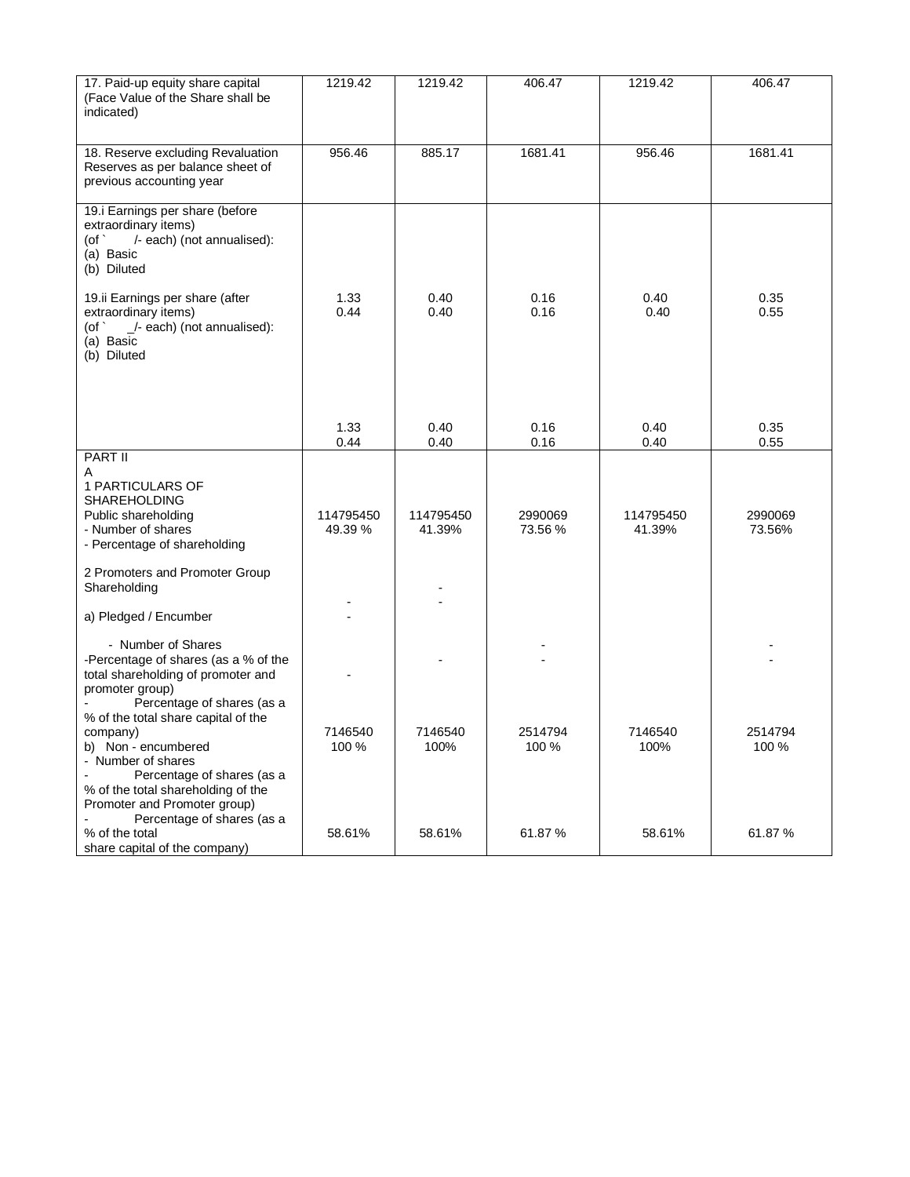| | | | | | |
|---|---|---|---|---|---|
| 17. Paid-up equity share capital (Face Value of the Share shall be indicated) | 1219.42 | 1219.42 | 406.47 | 1219.42 | 406.47 |
| 18. Reserve excluding Revaluation Reserves as per balance sheet of previous accounting year | 956.46 | 885.17 | 1681.41 | 956.46 | 1681.41 |
| 19.i Earnings per share (before extraordinary items) (of ` /- each) (not annualised): (a) Basic (b) Diluted | | | | | |
| 19.ii Earnings per share (after extraordinary items) (of ` _/- each) (not annualised): (a) Basic (b) Diluted | 1.33<br>0.44 | 0.40<br>0.40 | 0.16<br>0.16 | 0.40<br>0.40 | 0.35<br>0.55 |
| | 1.33<br>0.44 | 0.40<br>0.40 | 0.16<br>0.16 | 0.40<br>0.40 | 0.35<br>0.55 |
| PART II<br>A<br>1 PARTICULARS OF SHAREHOLDING<br>Public shareholding<br>- Number of shares<br>- Percentage of shareholding | 114795450<br>49.39 % | 114795450<br>41.39% | 2990069<br>73.56 % | 114795450<br>41.39% | 2990069<br>73.56% |
| 2 Promoters and Promoter Group Shareholding<br>a) Pledged / Encumber<br>- Number of Shares<br>-Percentage of shares (as a % of the total shareholding of promoter and promoter group)<br>- Percentage of shares (as a % of the total share capital of the company) | -<br>-<br>- | -<br>-<br>- | -<br>- | | -<br>- |
| b) Non - encumbered<br>- Number of shares<br>- Percentage of shares (as a % of the total shareholding of the Promoter and Promoter group)<br>- Percentage of shares (as a % of the total share capital of the company) | 7146540<br>100 %<br>58.61% | 7146540<br>100%<br>58.61% | 2514794<br>100 %<br>61.87 % | 7146540<br>100%<br>58.61% | 2514794<br>100 %<br>61.87 % |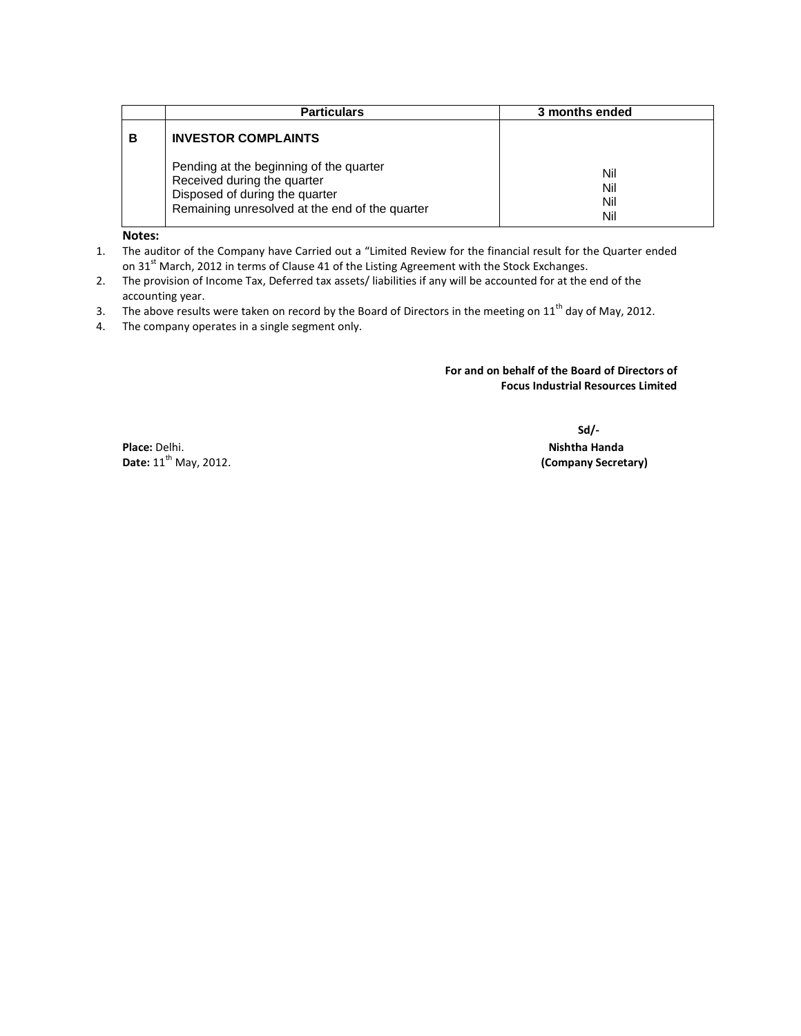| | Particulars | 3 months ended |
|---|---|---|
| B | **INVESTOR COMPLAINTS** | |
| | Pending at the beginning of the quarter | Nil |
| | Received during the quarter | Nil |
| | Disposed of during the quarter | Nil |
| | Remaining unresolved at the end of the quarter | Nil |

**Notes:**

1. The auditor of the Company have Carried out a "Limited Review for the financial result for the Quarter ended on 31st March, 2012 in terms of Clause 41 of the Listing Agreement with the Stock Exchanges.
2. The provision of Income Tax, Deferred tax assets/ liabilities if any will be accounted for at the end of the accounting year.
3. The above results were taken on record by the Board of Directors in the meeting on 11th day of May, 2012.
4. The company operates in a single segment only.

**For and on behalf of the Board of Directors of**
**Focus Industrial Resources Limited**

**Sd/-**
**Nishtha Handa**
**(Company Secretary)**

**Place:** Delhi.
**Date:** 11th May, 2012.